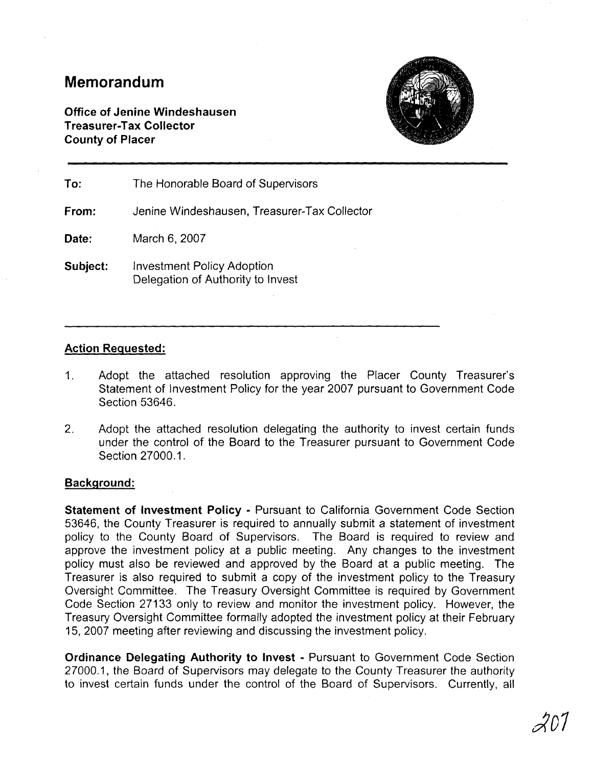# Memorandum

**Office of Jenine Windeshausen**
**Treasurer-Tax Collector**
**County of Placer**

**To:** The Honorable Board of Supervisors

**From:** Jenine Windeshausen, Treasurer-Tax Collector

**Date:** March 6, 2007

**Subject:** Investment Policy Adoption
Delegation of Authority to Invest

## Action Requested:

1. Adopt the attached resolution approving the Placer County Treasurer's Statement of Investment Policy for the year 2007 pursuant to Government Code Section 53646.

2. Adopt the attached resolution delegating the authority to invest certain funds under the control of the Board to the Treasurer pursuant to Government Code Section 27000.1.

## Background:

**Statement of Investment Policy -** Pursuant to California Government Code Section 53646, the County Treasurer is required to annually submit a statement of investment policy to the County Board of Supervisors. The Board is required to review and approve the investment policy at a public meeting. Any changes to the investment policy must also be reviewed and approved by the Board at a public meeting. The Treasurer is also required to submit a copy of the investment policy to the Treasury Oversight Committee. The Treasury Oversight Committee is required by Government Code Section 27133 only to review and monitor the investment policy. However, the Treasury Oversight Committee formally adopted the investment policy at their February 15, 2007 meeting after reviewing and discussing the investment policy.

**Ordinance Delegating Authority to Invest -** Pursuant to Government Code Section 27000.1, the Board of Supervisors may delegate to the County Treasurer the authority to invest certain funds under the control of the Board of Supervisors. Currently, all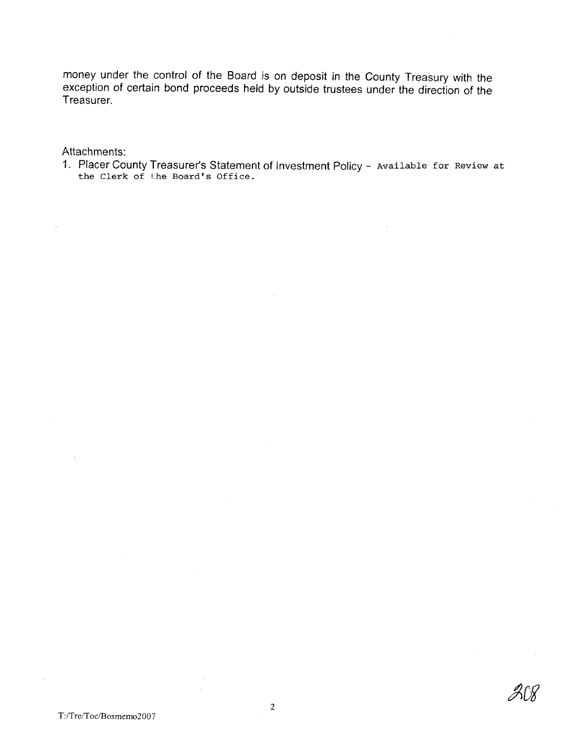money under the control of the Board is on deposit in the County Treasury with the exception of certain bond proceeds held by outside trustees under the direction of the Treasurer.

Attachments:

1. Placer County Treasurer's Statement of Investment Policy - Available for Review at the Clerk of the Board's Office.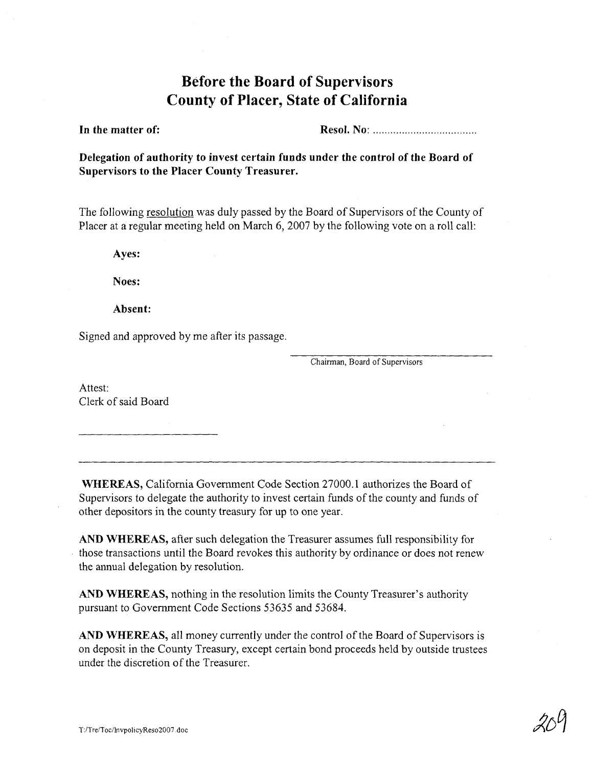# Before the Board of Supervisors
# County of Placer, State of California

**In the matter of:** **Resol. No:** ....................................

**Delegation of authority to invest certain funds under the control of the Board of Supervisors to the Placer County Treasurer.**

The following resolution was duly passed by the Board of Supervisors of the County of Placer at a regular meeting held on March 6, 2007 by the following vote on a roll call:

**Ayes:**

**Noes:**

**Absent:**

Signed and approved by me after its passage.

Chairman, Board of Supervisors

Attest:
Clerk of said Board

---

**WHEREAS,** California Government Code Section 27000.1 authorizes the Board of Supervisors to delegate the authority to invest certain funds of the county and funds of other depositors in the county treasury for up to one year.

**AND WHEREAS,** after such delegation the Treasurer assumes full responsibility for those transactions until the Board revokes this authority by ordinance or does not renew the annual delegation by resolution.

**AND WHEREAS,** nothing in the resolution limits the County Treasurer's authority pursuant to Government Code Sections 53635 and 53684.

**AND WHEREAS,** all money currently under the control of the Board of Supervisors is on deposit in the County Treasury, except certain bond proceeds held by outside trustees under the discretion of the Treasurer.

T:/Tre/Toc/InvpolicyReso2007.doc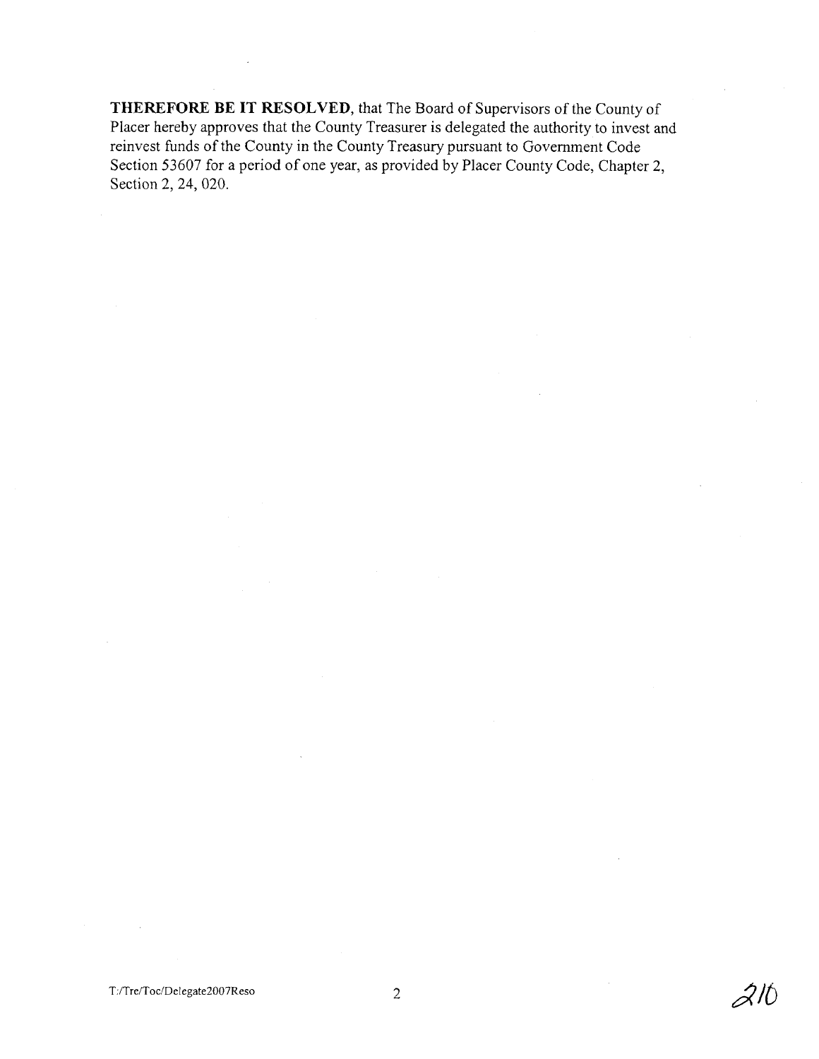**THEREFORE BE IT RESOLVED**, that The Board of Supervisors of the County of Placer hereby approves that the County Treasurer is delegated the authority to invest and reinvest funds of the County in the County Treasury pursuant to Government Code Section 53607 for a period of one year, as provided by Placer County Code, Chapter 2, Section 2, 24, 020.

T:/Tre/Toc/Delegate2007Reso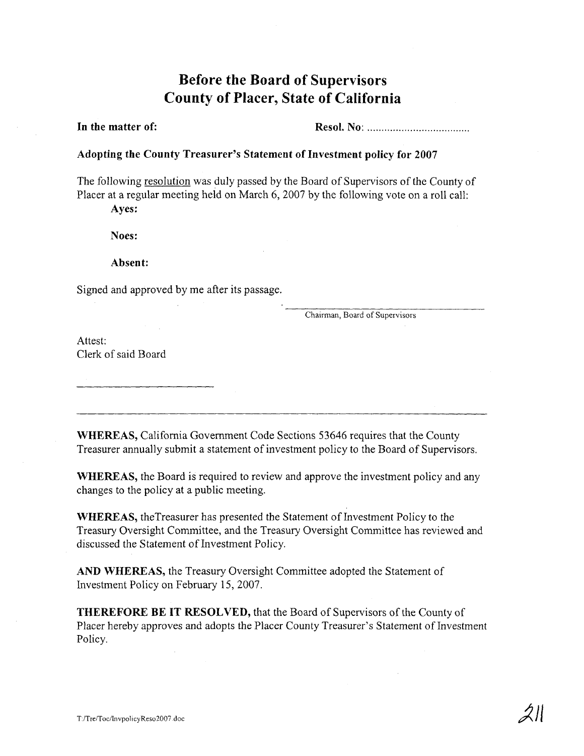# Before the Board of Supervisors
# County of Placer, State of California

**In the matter of:** **Resol. No:** ....................................

**Adopting the County Treasurer's Statement of Investment policy for 2007**

The following resolution was duly passed by the Board of Supervisors of the County of Placer at a regular meeting held on March 6, 2007 by the following vote on a roll call:

**Ayes:**

**Noes:**

**Absent:**

Signed and approved by me after its passage.

_______________________________
Chairman, Board of Supervisors

Attest:
Clerk of said Board

_______________________

---

**WHEREAS,** California Government Code Sections 53646 requires that the County Treasurer annually submit a statement of investment policy to the Board of Supervisors.

**WHEREAS,** the Board is required to review and approve the investment policy and any changes to the policy at a public meeting.

**WHEREAS,** theTreasurer has presented the Statement of Investment Policy to the Treasury Oversight Committee, and the Treasury Oversight Committee has reviewed and discussed the Statement of Investment Policy.

**AND WHEREAS,** the Treasury Oversight Committee adopted the Statement of Investment Policy on February 15, 2007.

**THEREFORE BE IT RESOLVED,** that the Board of Supervisors of the County of Placer hereby approves and adopts the Placer County Treasurer's Statement of Investment Policy.

T:/Tre/Toc/InvpolicyReso2007.doc